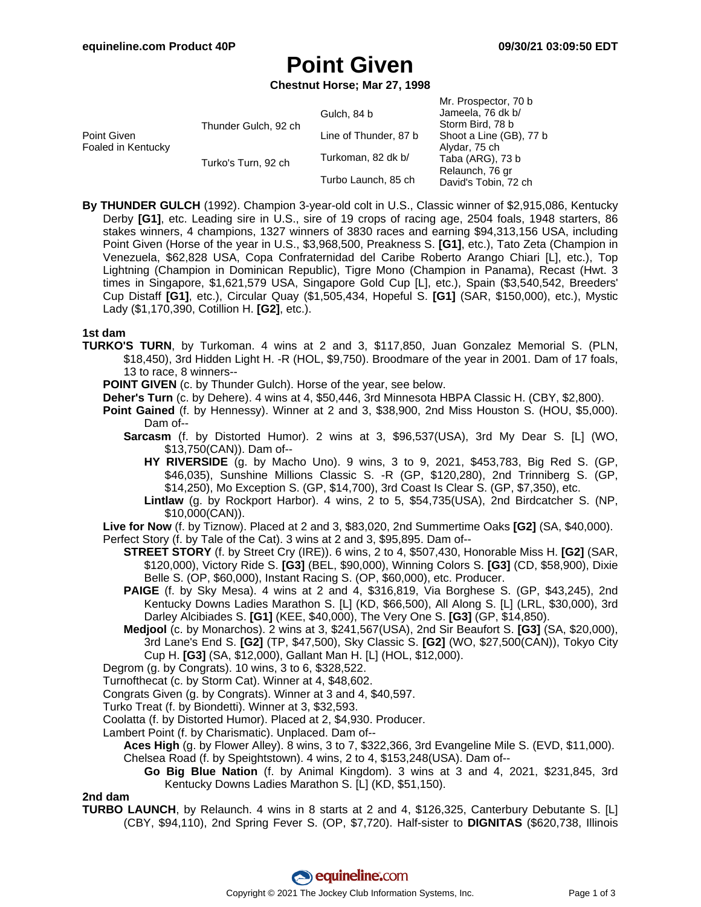# Point Given

**Chestnut Horse; Mar 27, 1998**

| | | | |
|---|---|---|---|
| Point Given Foaled in Kentucky | Thunder Gulch, 92 ch | Gulch, 84 b | Mr. Prospector, 70 b |
| | | | Jameela, 76 dk b/ |
| | | Line of Thunder, 87 b | Storm Bird, 78 b |
| | | | Shoot a Line (GB), 77 b |
| | Turko's Turn, 92 ch | Turkoman, 82 dk b/ | Alydar, 75 ch |
| | | | Taba (ARG), 73 b |
| | | Turbo Launch, 85 ch | Relaunch, 76 gr |
| | | | David's Tobin, 72 ch |

**By THUNDER GULCH** (1992). Champion 3-year-old colt in U.S., Classic winner of $2,915,086, Kentucky Derby **[G1]**, etc. Leading sire in U.S., sire of 19 crops of racing age, 2504 foals, 1948 starters, 86 stakes winners, 4 champions, 1327 winners of 3830 races and earning $94,313,156 USA, including Point Given (Horse of the year in U.S., $3,968,500, Preakness S. **[G1]**, etc.), Tato Zeta (Champion in Venezuela, $62,828 USA, Copa Confraternidad del Caribe Roberto Arango Chiari [L], etc.), Top Lightning (Champion in Dominican Republic), Tigre Mono (Champion in Panama), Recast (Hwt. 3 times in Singapore, $1,621,579 USA, Singapore Gold Cup [L], etc.), Spain ($3,540,542, Breeders' Cup Distaff **[G1]**, etc.), Circular Quay ($1,505,434, Hopeful S. **[G1]** (SAR, $150,000), etc.), Mystic Lady ($1,170,390, Cotillion H. **[G2]**, etc.).

## 1st dam

**TURKO'S TURN**, by Turkoman. 4 wins at 2 and 3, $117,850, Juan Gonzalez Memorial S. (PLN, $18,450), 3rd Hidden Light H. -R (HOL, $9,750). Broodmare of the year in 2001. Dam of 17 foals, 13 to race, 8 winners--

- **POINT GIVEN** (c. by Thunder Gulch). Horse of the year, see below.
- **Deher's Turn** (c. by Dehere). 4 wins at 4, $50,446, 3rd Minnesota HBPA Classic H. (CBY, $2,800).
- **Point Gained** (f. by Hennessy). Winner at 2 and 3, $38,900, 2nd Miss Houston S. (HOU, $5,000). Dam of--
  - **Sarcasm** (f. by Distorted Humor). 2 wins at 3, $96,537(USA), 3rd My Dear S. [L] (WO, $13,750(CAN)). Dam of--
    - **HY RIVERSIDE** (g. by Macho Uno). 9 wins, 3 to 9, 2021, $453,783, Big Red S. (GP, $46,035), Sunshine Millions Classic S. -R (GP, $120,280), 2nd Trinniberg S. (GP, $14,250), Mo Exception S. (GP, $14,700), 3rd Coast Is Clear S. (GP, $7,350), etc.
    - **Lintlaw** (g. by Rockport Harbor). 4 wins, 2 to 5, $54,735(USA), 2nd Birdcatcher S. (NP, $10,000(CAN)).
- **Live for Now** (f. by Tiznow). Placed at 2 and 3, $83,020, 2nd Summertime Oaks **[G2]** (SA, $40,000).
- Perfect Story (f. by Tale of the Cat). 3 wins at 2 and 3, $95,895. Dam of--
  - **STREET STORY** (f. by Street Cry (IRE)). 6 wins, 2 to 4, $507,430, Honorable Miss H. **[G2]** (SAR, $120,000), Victory Ride S. **[G3]** (BEL, $90,000), Winning Colors S. **[G3]** (CD, $58,900), Dixie Belle S. (OP, $60,000), Instant Racing S. (OP, $60,000), etc. Producer.
  - **PAIGE** (f. by Sky Mesa). 4 wins at 2 and 4, $316,819, Via Borghese S. (GP, $43,245), 2nd Kentucky Downs Ladies Marathon S. [L] (KD, $66,500), All Along S. [L] (LRL, $30,000), 3rd Darley Alcibiades S. **[G1]** (KEE, $40,000), The Very One S. **[G3]** (GP, $14,850).
  - **Medjool** (c. by Monarchos). 2 wins at 3, $241,567(USA), 2nd Sir Beaufort S. **[G3]** (SA, $20,000), 3rd Lane's End S. **[G2]** (TP, $47,500), Sky Classic S. **[G2]** (WO, $27,500(CAN)), Tokyo City Cup H. **[G3]** (SA, $12,000), Gallant Man H. [L] (HOL, $12,000).
- Degrom (g. by Congrats). 10 wins, 3 to 6, $328,522.
- Turnofthecat (c. by Storm Cat). Winner at 4, $48,602.
- Congrats Given (g. by Congrats). Winner at 3 and 4, $40,597.
- Turko Treat (f. by Biondetti). Winner at 3, $32,593.
- Coolatta (f. by Distorted Humor). Placed at 2, $4,930. Producer.
- Lambert Point (f. by Charismatic). Unplaced. Dam of--
  - **Aces High** (g. by Flower Alley). 8 wins, 3 to 7, $322,366, 3rd Evangeline Mile S. (EVD, $11,000).
  - Chelsea Road (f. by Speightstown). 4 wins, 2 to 4, $153,248(USA). Dam of--
    - **Go Big Blue Nation** (f. by Animal Kingdom). 3 wins at 3 and 4, 2021, $231,845, 3rd Kentucky Downs Ladies Marathon S. [L] (KD, $51,150).

## 2nd dam

**TURBO LAUNCH**, by Relaunch. 4 wins in 8 starts at 2 and 4, $126,325, Canterbury Debutante S. [L] (CBY, $94,110), 2nd Spring Fever S. (OP, $7,720). Half-sister to **DIGNITAS** ($620,738, Illinois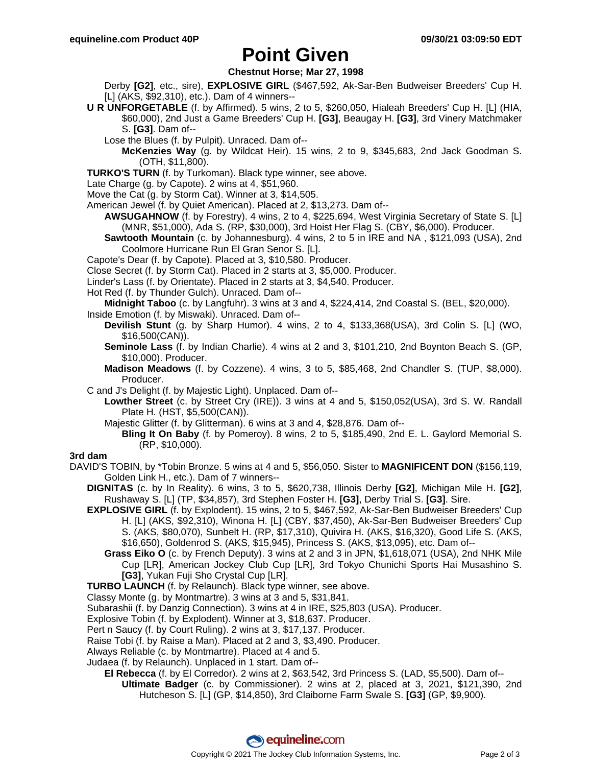# Point Given

**Chestnut Horse; Mar 27, 1998**

Derby **[G2]**, etc., sire), **EXPLOSIVE GIRL** ($467,592, Ak-Sar-Ben Budweiser Breeders' Cup H. [L] (AKS, $92,310), etc.). Dam of 4 winners--

**U R UNFORGETABLE** (f. by Affirmed). 5 wins, 2 to 5, $260,050, Hialeah Breeders' Cup H. [L] (HIA, $60,000), 2nd Just a Game Breeders' Cup H. **[G3]**, Beaugay H. **[G3]**, 3rd Vinery Matchmaker S. **[G3]**. Dam of--

Lose the Blues (f. by Pulpit). Unraced. Dam of--

**McKenzies Way** (g. by Wildcat Heir). 15 wins, 2 to 9, $345,683, 2nd Jack Goodman S. (OTH, $11,800).

**TURKO'S TURN** (f. by Turkoman). Black type winner, see above.

Late Charge (g. by Capote). 2 wins at 4, $51,960.

Move the Cat (g. by Storm Cat). Winner at 3, $14,505.

American Jewel (f. by Quiet American). Placed at 2, $13,273. Dam of--

**AWSUGAHNOW** (f. by Forestry). 4 wins, 2 to 4, $225,694, West Virginia Secretary of State S. [L] (MNR, $51,000), Ada S. (RP, $30,000), 3rd Hoist Her Flag S. (CBY, $6,000). Producer.

**Sawtooth Mountain** (c. by Johannesburg). 4 wins, 2 to 5 in IRE and NA , $121,093 (USA), 2nd Coolmore Hurricane Run El Gran Senor S. [L].

Capote's Dear (f. by Capote). Placed at 3, $10,580. Producer.

Close Secret (f. by Storm Cat). Placed in 2 starts at 3, $5,000. Producer.

Linder's Lass (f. by Orientate). Placed in 2 starts at 3, $4,540. Producer.

Hot Red (f. by Thunder Gulch). Unraced. Dam of--

**Midnight Taboo** (c. by Langfuhr). 3 wins at 3 and 4, $224,414, 2nd Coastal S. (BEL, $20,000).

Inside Emotion (f. by Miswaki). Unraced. Dam of--

**Devilish Stunt** (g. by Sharp Humor). 4 wins, 2 to 4, $133,368(USA), 3rd Colin S. [L] (WO, $16,500(CAN)).

**Seminole Lass** (f. by Indian Charlie). 4 wins at 2 and 3, $101,210, 2nd Boynton Beach S. (GP, $10,000). Producer.

**Madison Meadows** (f. by Cozzene). 4 wins, 3 to 5, $85,468, 2nd Chandler S. (TUP, $8,000). Producer.

C and J's Delight (f. by Majestic Light). Unplaced. Dam of--

**Lowther Street** (c. by Street Cry (IRE)). 3 wins at 4 and 5, $150,052(USA), 3rd S. W. Randall Plate H. (HST, $5,500(CAN)).

Majestic Glitter (f. by Glitterman). 6 wins at 3 and 4, $28,876. Dam of--

**Bling It On Baby** (f. by Pomeroy). 8 wins, 2 to 5, $185,490, 2nd E. L. Gaylord Memorial S. (RP, $10,000).

**3rd dam**

DAVID'S TOBIN, by *Tobin Bronze. 5 wins at 4 and 5, $56,050. Sister to **MAGNIFICENT DON** ($156,119, Golden Link H., etc.). Dam of 7 winners--

**DIGNITAS** (c. by In Reality). 6 wins, 3 to 5, $620,738, Illinois Derby **[G2]**, Michigan Mile H. **[G2]**, Rushaway S. [L] (TP, $34,857), 3rd Stephen Foster H. **[G3]**, Derby Trial S. **[G3]**. Sire.

**EXPLOSIVE GIRL** (f. by Explodent). 15 wins, 2 to 5, $467,592, Ak-Sar-Ben Budweiser Breeders' Cup H. [L] (AKS, $92,310), Winona H. [L] (CBY, $37,450), Ak-Sar-Ben Budweiser Breeders' Cup S. (AKS, $80,070), Sunbelt H. (RP, $17,310), Quivira H. (AKS, $16,320), Good Life S. (AKS, $16,650), Goldenrod S. (AKS, $15,945), Princess S. (AKS, $13,095), etc. Dam of--

**Grass Eiko O** (c. by French Deputy). 3 wins at 2 and 3 in JPN, $1,618,071 (USA), 2nd NHK Mile Cup [LR], American Jockey Club Cup [LR], 3rd Tokyo Chunichi Sports Hai Musashino S. **[G3]**, Yukan Fuji Sho Crystal Cup [LR].

**TURBO LAUNCH** (f. by Relaunch). Black type winner, see above.

Classy Monte (g. by Montmartre). 3 wins at 3 and 5, $31,841.

Subarashii (f. by Danzig Connection). 3 wins at 4 in IRE, $25,803 (USA). Producer.

Explosive Tobin (f. by Explodent). Winner at 3, $18,637. Producer.

Pert n Saucy (f. by Court Ruling). 2 wins at 3, $17,137. Producer.

Raise Tobi (f. by Raise a Man). Placed at 2 and 3, $3,490. Producer.

Always Reliable (c. by Montmartre). Placed at 4 and 5.

Judaea (f. by Relaunch). Unplaced in 1 start. Dam of--

**El Rebecca** (f. by El Corredor). 2 wins at 2, $63,542, 3rd Princess S. (LAD, $5,500). Dam of--

**Ultimate Badger** (c. by Commissioner). 2 wins at 2, placed at 3, 2021, $121,390, 2nd Hutcheson S. [L] (GP, $14,850), 3rd Claiborne Farm Swale S. **[G3]** (GP, $9,900).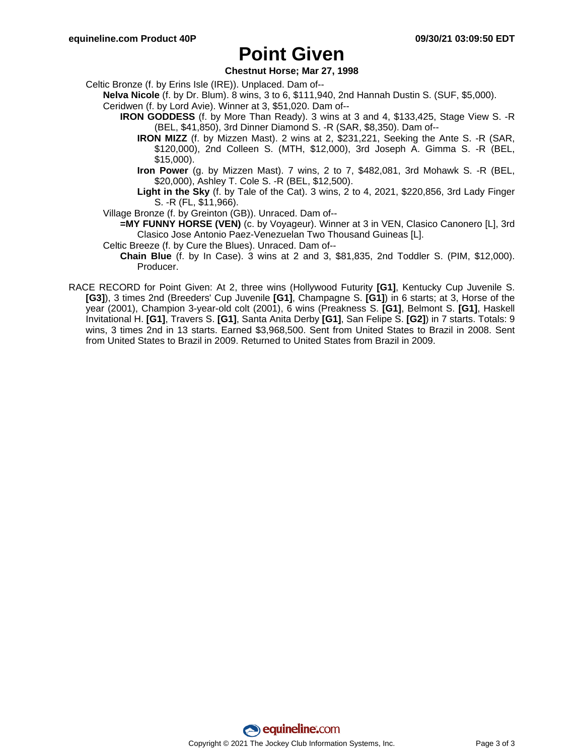# Point Given

**Chestnut Horse; Mar 27, 1998**

Celtic Bronze (f. by Erins Isle (IRE)). Unplaced. Dam of--

- **Nelva Nicole** (f. by Dr. Blum). 8 wins, 3 to 6, $111,940, 2nd Hannah Dustin S. (SUF, $5,000).
- Ceridwen (f. by Lord Avie). Winner at 3, $51,020. Dam of--
  - **IRON GODDESS** (f. by More Than Ready). 3 wins at 3 and 4, $133,425, Stage View S. -R (BEL, $41,850), 3rd Dinner Diamond S. -R (SAR, $8,350). Dam of--
    - **IRON MIZZ** (f. by Mizzen Mast). 2 wins at 2, $231,221, Seeking the Ante S. -R (SAR, $120,000), 2nd Colleen S. (MTH, $12,000), 3rd Joseph A. Gimma S. -R (BEL, $15,000).
    - **Iron Power** (g. by Mizzen Mast). 7 wins, 2 to 7, $482,081, 3rd Mohawk S. -R (BEL, $20,000), Ashley T. Cole S. -R (BEL, $12,500).
    - **Light in the Sky** (f. by Tale of the Cat). 3 wins, 2 to 4, 2021, $220,856, 3rd Lady Finger S. -R (FL, $11,966).
- Village Bronze (f. by Greinton (GB)). Unraced. Dam of--
  - **=MY FUNNY HORSE (VEN)** (c. by Voyageur). Winner at 3 in VEN, Clasico Canonero [L], 3rd Clasico Jose Antonio Paez-Venezuelan Two Thousand Guineas [L].
- Celtic Breeze (f. by Cure the Blues). Unraced. Dam of--
  - **Chain Blue** (f. by In Case). 3 wins at 2 and 3, $81,835, 2nd Toddler S. (PIM, $12,000). Producer.

RACE RECORD for Point Given: At 2, three wins (Hollywood Futurity **[G1]**, Kentucky Cup Juvenile S. **[G3]**), 3 times 2nd (Breeders' Cup Juvenile **[G1]**, Champagne S. **[G1]**) in 6 starts; at 3, Horse of the year (2001), Champion 3-year-old colt (2001), 6 wins (Preakness S. **[G1]**, Belmont S. **[G1]**, Haskell Invitational H. **[G1]**, Travers S. **[G1]**, Santa Anita Derby **[G1]**, San Felipe S. **[G2]**) in 7 starts. Totals: 9 wins, 3 times 2nd in 13 starts. Earned $3,968,500. Sent from United States to Brazil in 2008. Sent from United States to Brazil in 2009. Returned to United States from Brazil in 2009.